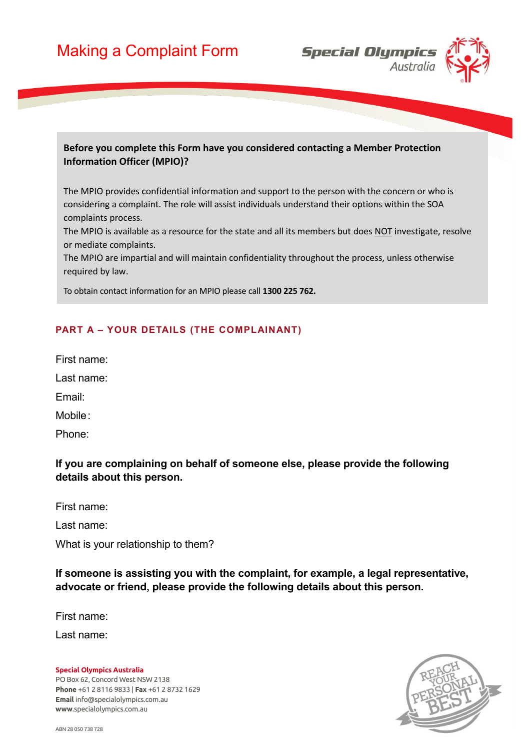# Making a Complaint Form

**Before you complete this Form have you considered contacting a Member Protection Information Officer (MPIO)?**

The MPIO provides confidential information and support to the person with the concern or who is considering a complaint. The role will assist individuals understand their options within the SOA complaints process.

The MPIO is available as a resource for the state and all its members but does NOT investigate, resolve or mediate complaints.

The MPIO are impartial and will maintain confidentiality throughout the process, unless otherwise required by law.

To obtain contact information for an MPIO please call **1300 225 762.**

## PART A – YOUR DETAILS (THE COMPLAINANT)

First name:

Last name:

Email:

Mobile:

Phone:

**If you are complaining on behalf of someone else, please provide the following details about this person.**

First name:

Last name:

What is your relationship to them?

**If someone is assisting you with the complaint, for example, a legal representative, advocate or friend, please provide the following details about this person.**

First name:

Last name:

**Special Olympics Australia**
PO Box 62, Concord West NSW 2138
**Phone** +61 2 8116 9833 | **Fax** +61 2 8732 1629
**Email** info@specialolympics.com.au
**www**.specialolympics.com.au

ABN 28 050 738 728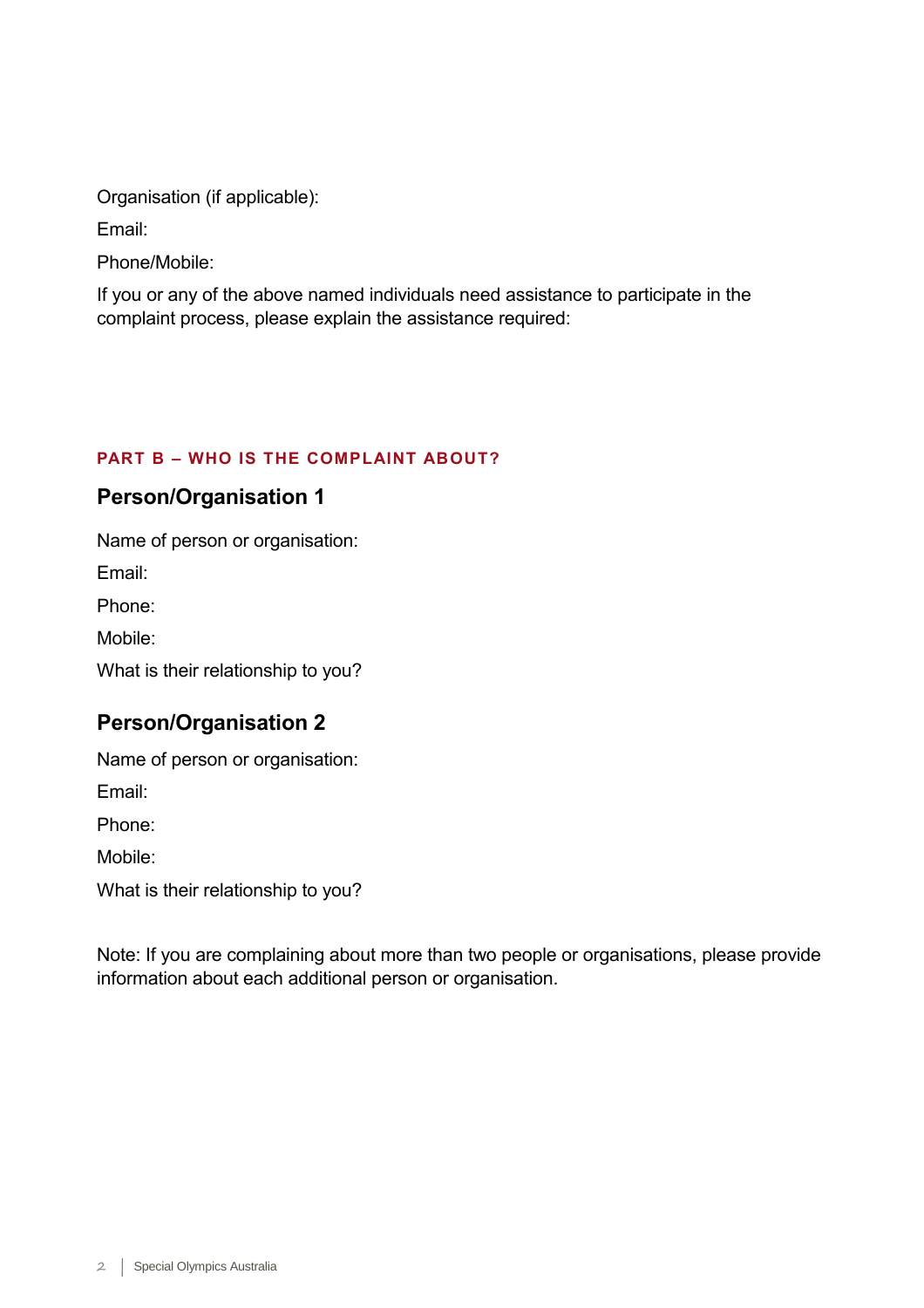Organisation (if applicable):

Email:

Phone/Mobile:

If you or any of the above named individuals need assistance to participate in the complaint process, please explain the assistance required:

**PART B – WHO IS THE COMPLAINT ABOUT?**

## Person/Organisation 1

Name of person or organisation:

Email:

Phone:

Mobile:

What is their relationship to you?

## Person/Organisation 2

Name of person or organisation:

Email:

Phone:

Mobile:

What is their relationship to you?

Note: If you are complaining about more than two people or organisations, please provide information about each additional person or organisation.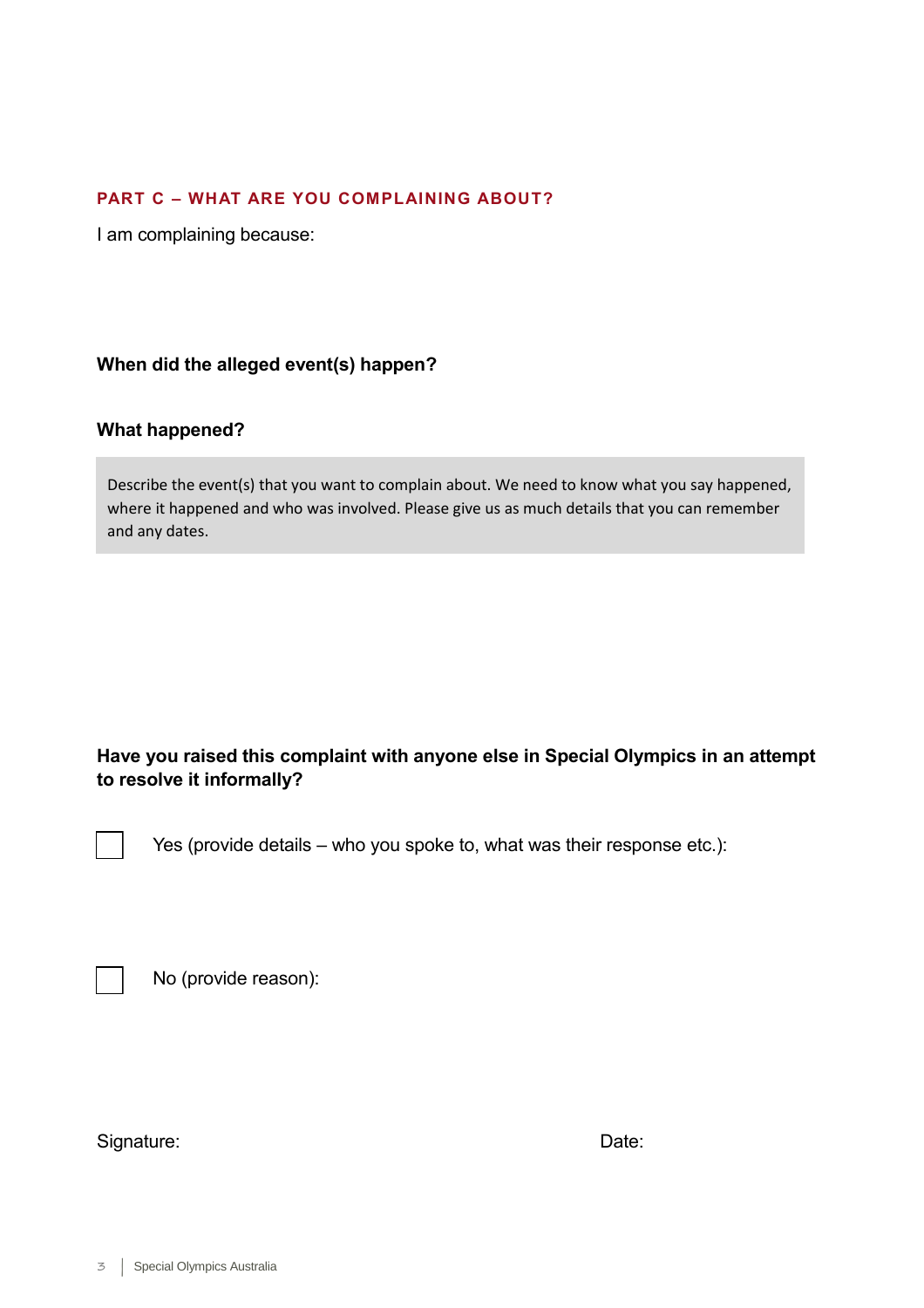## PART C – WHAT ARE YOU COMPLAINING ABOUT?

I am complaining because:

**When did the alleged event(s) happen?**

**What happened?**

Describe the event(s) that you want to complain about. We need to know what you say happened, where it happened and who was involved. Please give us as much details that you can remember and any dates.

**Have you raised this complaint with anyone else in Special Olympics in an attempt to resolve it informally?**

☐ Yes (provide details – who you spoke to, what was their response etc.):

☐ No (provide reason):

Signature: Date: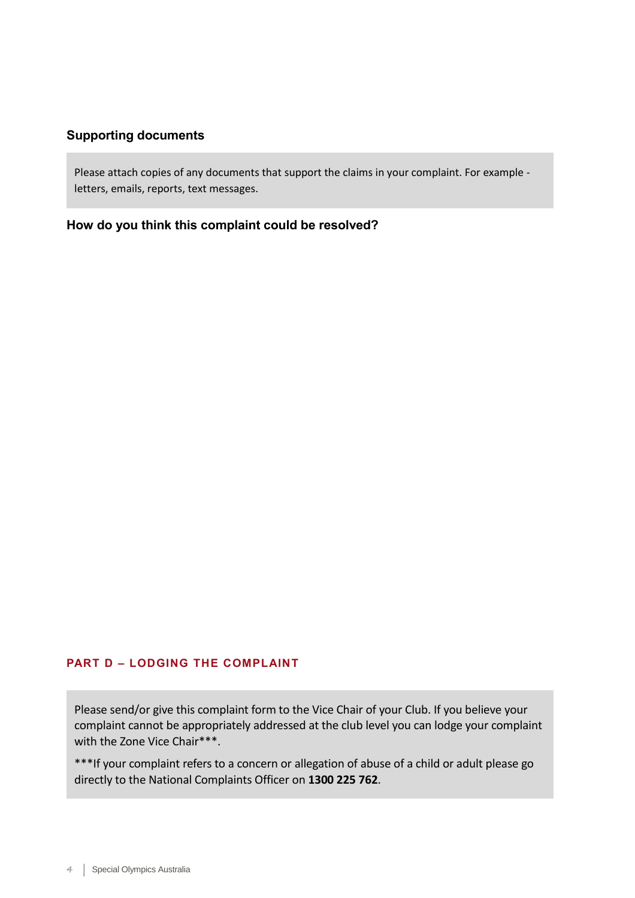### Supporting documents

Please attach copies of any documents that support the claims in your complaint. For example - letters, emails, reports, text messages.

### How do you think this complaint could be resolved?

## PART D – LODGING THE COMPLAINT

Please send/or give this complaint form to the Vice Chair of your Club. If you believe your complaint cannot be appropriately addressed at the club level you can lodge your complaint with the Zone Vice Chair***.

***If your complaint refers to a concern or allegation of abuse of a child or adult please go directly to the National Complaints Officer on **1300 225 762**.